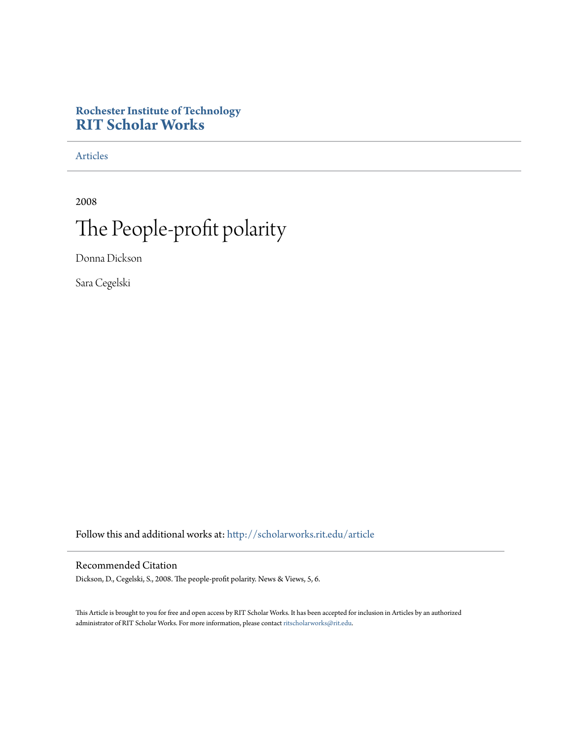Rochester Institute of Technology

**RIT Scholar Works**

Articles

2008

# The People-profit polarity

Donna Dickson

Sara Cegelski

Follow this and additional works at: http://scholarworks.rit.edu/article

## Recommended Citation

Dickson, D., Cegelski, S., 2008. The people-profit polarity. News & Views, 5, 6.

This Article is brought to you for free and open access by RIT Scholar Works. It has been accepted for inclusion in Articles by an authorized administrator of RIT Scholar Works. For more information, please contact ritscholarworks@rit.edu.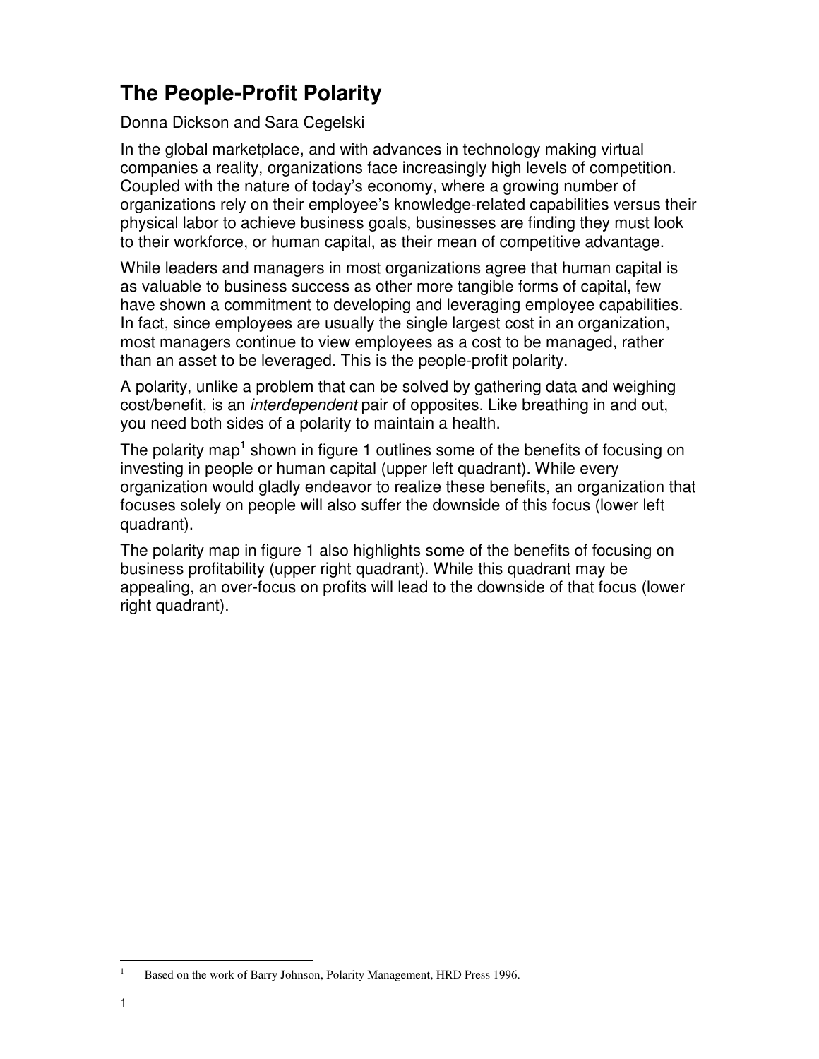# The People-Profit Polarity

Donna Dickson and Sara Cegelski

In the global marketplace, and with advances in technology making virtual companies a reality, organizations face increasingly high levels of competition. Coupled with the nature of today's economy, where a growing number of organizations rely on their employee's knowledge-related capabilities versus their physical labor to achieve business goals, businesses are finding they must look to their workforce, or human capital, as their mean of competitive advantage.

While leaders and managers in most organizations agree that human capital is as valuable to business success as other more tangible forms of capital, few have shown a commitment to developing and leveraging employee capabilities. In fact, since employees are usually the single largest cost in an organization, most managers continue to view employees as a cost to be managed, rather than an asset to be leveraged. This is the people-profit polarity.

A polarity, unlike a problem that can be solved by gathering data and weighing cost/benefit, is an *interdependent* pair of opposites. Like breathing in and out, you need both sides of a polarity to maintain a health.

The polarity map[1] shown in figure 1 outlines some of the benefits of focusing on investing in people or human capital (upper left quadrant). While every organization would gladly endeavor to realize these benefits, an organization that focuses solely on people will also suffer the downside of this focus (lower left quadrant).

The polarity map in figure 1 also highlights some of the benefits of focusing on business profitability (upper right quadrant). While this quadrant may be appealing, an over-focus on profits will lead to the downside of that focus (lower right quadrant).

[1] Based on the work of Barry Johnson, Polarity Management, HRD Press 1996.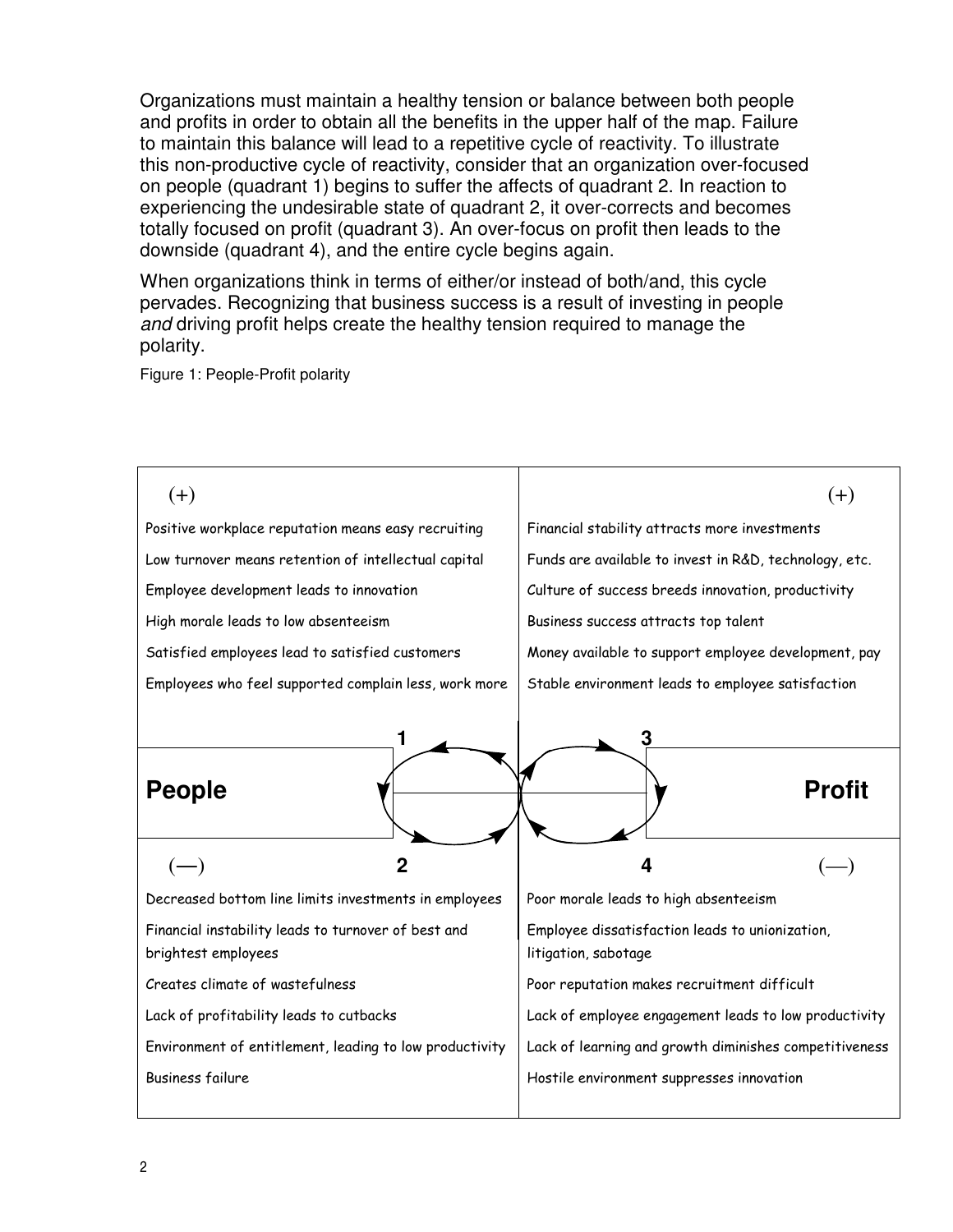Organizations must maintain a healthy tension or balance between both people and profits in order to obtain all the benefits in the upper half of the map. Failure to maintain this balance will lead to a repetitive cycle of reactivity. To illustrate this non-productive cycle of reactivity, consider that an organization over-focused on people (quadrant 1) begins to suffer the affects of quadrant 2. In reaction to experiencing the undesirable state of quadrant 2, it over-corrects and becomes totally focused on profit (quadrant 3). An over-focus on profit then leads to the downside (quadrant 4), and the entire cycle begins again.

When organizations think in terms of either/or instead of both/and, this cycle pervades. Recognizing that business success is a result of investing in people *and* driving profit helps create the healthy tension required to manage the polarity.

Figure 1: People-Profit polarity

| **People** | **Profit** |
|---|---|
| **(+) Quadrant 1** | **(+) Quadrant 3** |
| Positive workplace reputation means easy recruiting | Financial stability attracts more investments |
| Low turnover means retention of intellectual capital | Funds are available to invest in R&D, technology, etc. |
| Employee development leads to innovation | Culture of success breeds innovation, productivity |
| High morale leads to low absenteeism | Business success attracts top talent |
| Satisfied employees lead to satisfied customers | Money available to support employee development, pay |
| Employees who feel supported complain less, work more | Stable environment leads to employee satisfaction |
| **(—) Quadrant 2** | **(—) Quadrant 4** |
| Decreased bottom line limits investments in employees | Poor morale leads to high absenteeism |
| Financial instability leads to turnover of best and brightest employees | Employee dissatisfaction leads to unionization, litigation, sabotage |
| Creates climate of wastefulness | Poor reputation makes recruitment difficult |
| Lack of profitability leads to cutbacks | Lack of employee engagement leads to low productivity |
| Environment of entitlement, leading to low productivity | Lack of learning and growth diminishes competitiveness |
| Business failure | Hostile environment suppresses innovation |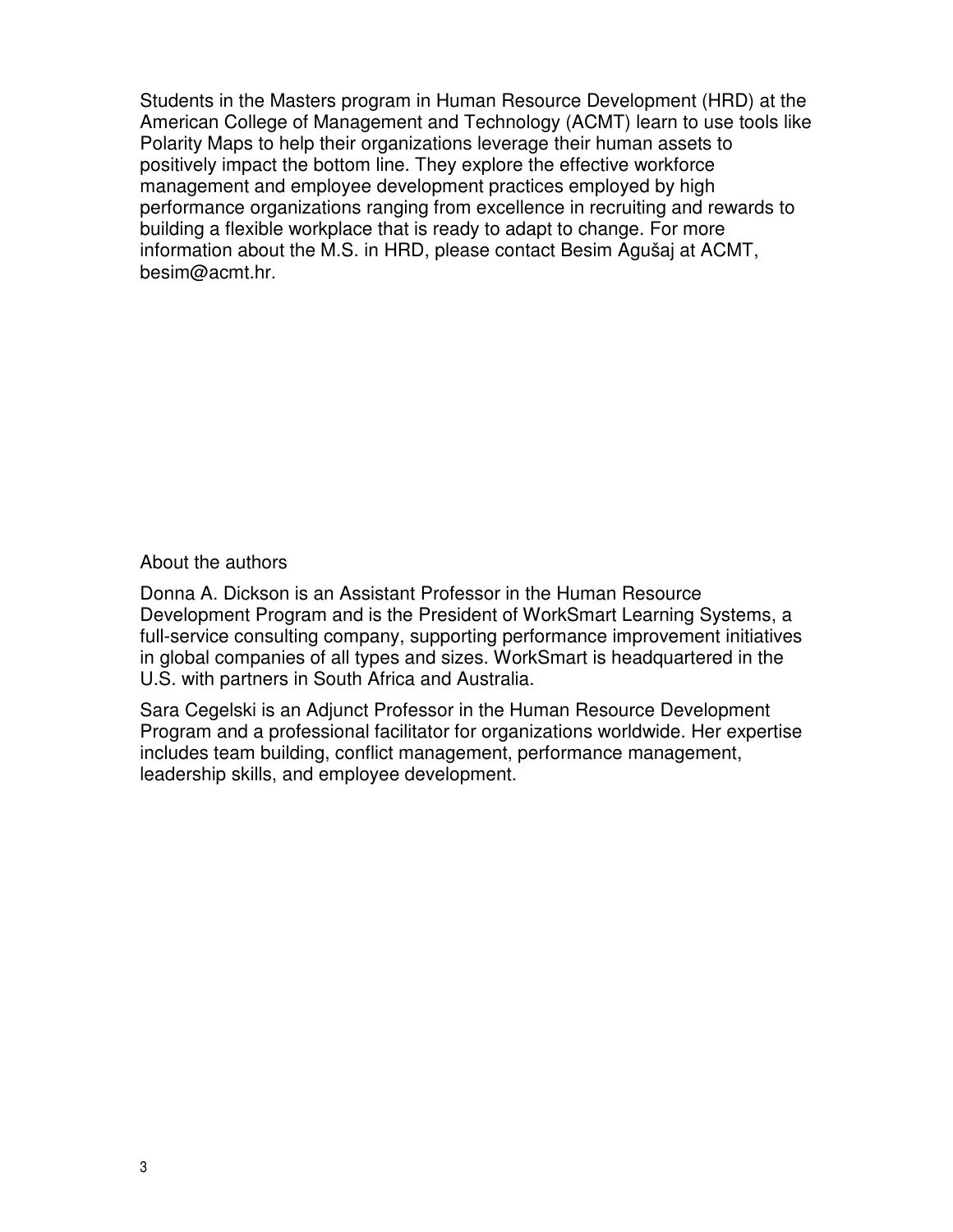Students in the Masters program in Human Resource Development (HRD) at the American College of Management and Technology (ACMT) learn to use tools like Polarity Maps to help their organizations leverage their human assets to positively impact the bottom line. They explore the effective workforce management and employee development practices employed by high performance organizations ranging from excellence in recruiting and rewards to building a flexible workplace that is ready to adapt to change. For more information about the M.S. in HRD, please contact Besim Agušaj at ACMT, besim@acmt.hr.

About the authors

Donna A. Dickson is an Assistant Professor in the Human Resource Development Program and is the President of WorkSmart Learning Systems, a full-service consulting company, supporting performance improvement initiatives in global companies of all types and sizes. WorkSmart is headquartered in the U.S. with partners in South Africa and Australia.

Sara Cegelski is an Adjunct Professor in the Human Resource Development Program and a professional facilitator for organizations worldwide. Her expertise includes team building, conflict management, performance management, leadership skills, and employee development.